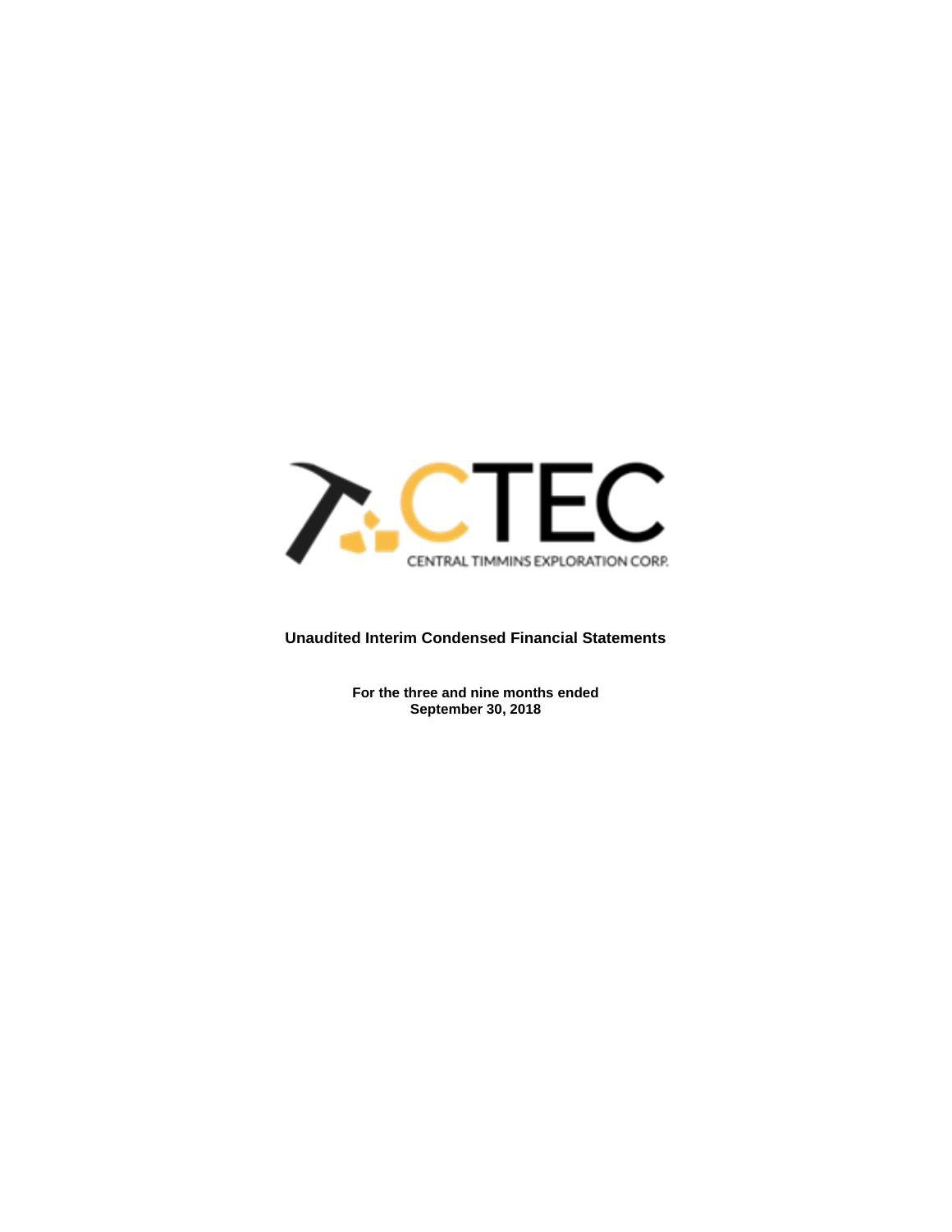CTEC

CENTRAL TIMMINS EXPLORATION CORP.

**Unaudited Interim Condensed Financial Statements**

**For the three and nine months ended**
**September 30, 2018**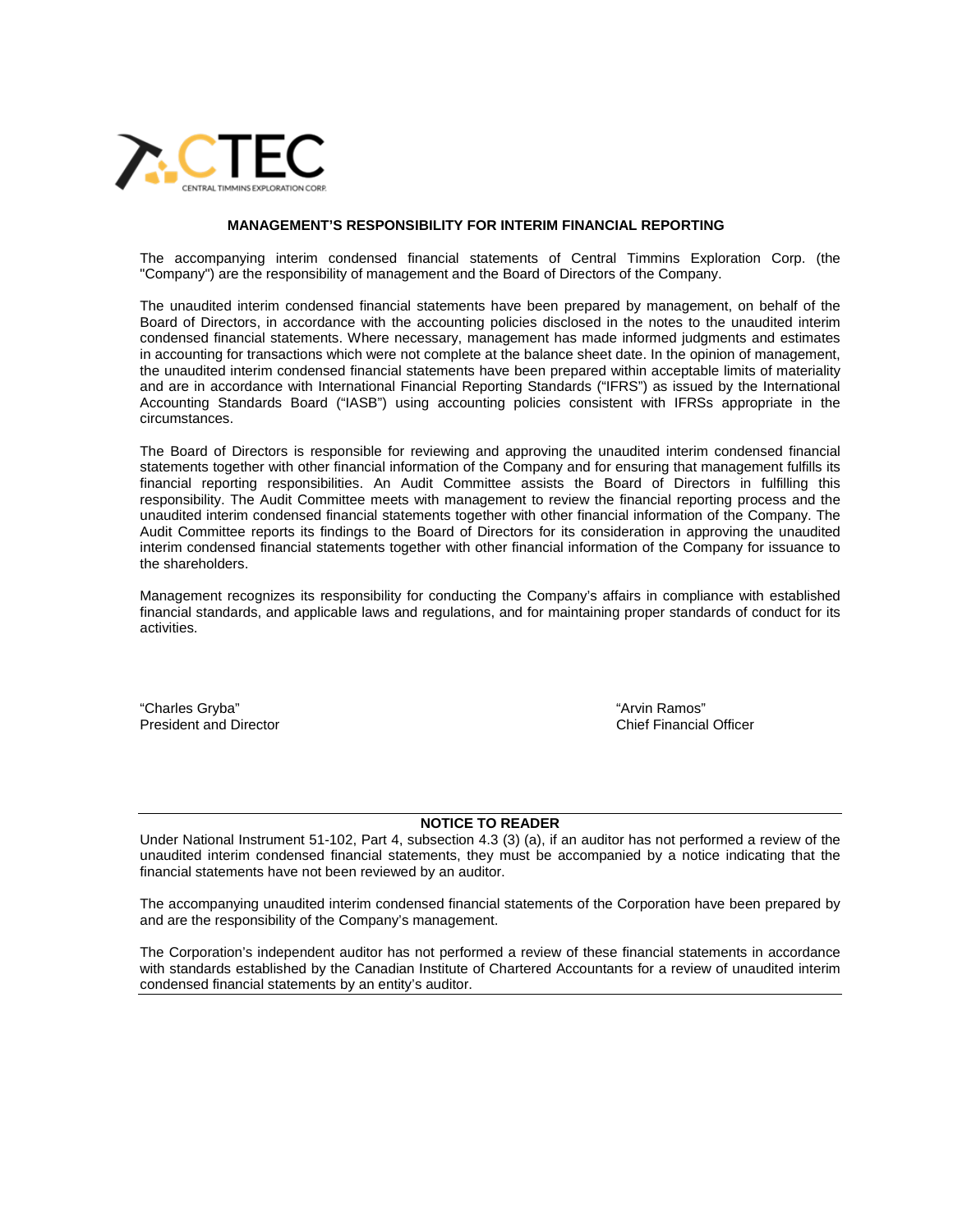CTEC

CENTRAL TIMMINS EXPLORATION CORP.

## MANAGEMENT'S RESPONSIBILITY FOR INTERIM FINANCIAL REPORTING

The accompanying interim condensed financial statements of Central Timmins Exploration Corp. (the "Company") are the responsibility of management and the Board of Directors of the Company.

The unaudited interim condensed financial statements have been prepared by management, on behalf of the Board of Directors, in accordance with the accounting policies disclosed in the notes to the unaudited interim condensed financial statements. Where necessary, management has made informed judgments and estimates in accounting for transactions which were not complete at the balance sheet date. In the opinion of management, the unaudited interim condensed financial statements have been prepared within acceptable limits of materiality and are in accordance with International Financial Reporting Standards ("IFRS") as issued by the International Accounting Standards Board ("IASB") using accounting policies consistent with IFRSs appropriate in the circumstances.

The Board of Directors is responsible for reviewing and approving the unaudited interim condensed financial statements together with other financial information of the Company and for ensuring that management fulfills its financial reporting responsibilities. An Audit Committee assists the Board of Directors in fulfilling this responsibility. The Audit Committee meets with management to review the financial reporting process and the unaudited interim condensed financial statements together with other financial information of the Company. The Audit Committee reports its findings to the Board of Directors for its consideration in approving the unaudited interim condensed financial statements together with other financial information of the Company for issuance to the shareholders.

Management recognizes its responsibility for conducting the Company's affairs in compliance with established financial standards, and applicable laws and regulations, and for maintaining proper standards of conduct for its activities.

"Charles Gryba"
President and Director

"Arvin Ramos"
Chief Financial Officer

---

**NOTICE TO READER**

Under National Instrument 51-102, Part 4, subsection 4.3 (3) (a), if an auditor has not performed a review of the unaudited interim condensed financial statements, they must be accompanied by a notice indicating that the financial statements have not been reviewed by an auditor.

The accompanying unaudited interim condensed financial statements of the Corporation have been prepared by and are the responsibility of the Company's management.

The Corporation's independent auditor has not performed a review of these financial statements in accordance with standards established by the Canadian Institute of Chartered Accountants for a review of unaudited interim condensed financial statements by an entity's auditor.

---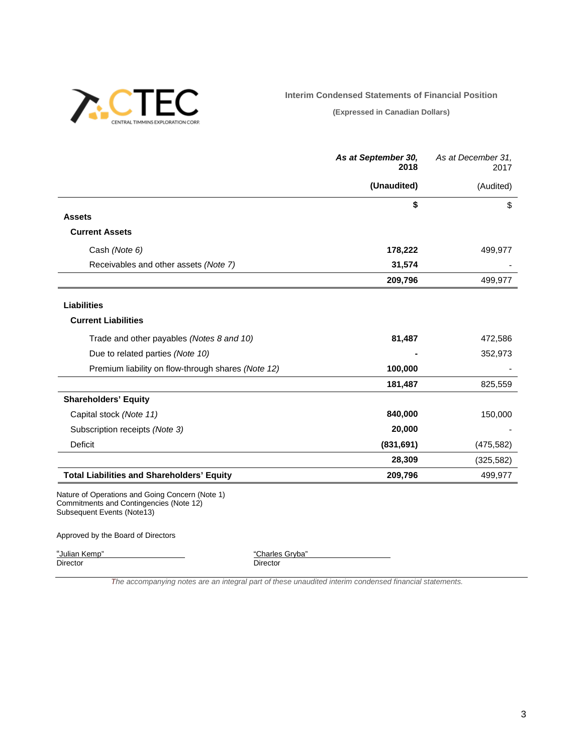CTEC CENTRAL TIMMINS EXPLORATION CORP.

**Interim Condensed Statements of Financial Position**

**(Expressed in Canadian Dollars)**

| | ***As at September 30, 2018*** | *As at December 31, 2017* |
|---|---|---|
| | **(Unaudited)** | (Audited) |
| | **$** | $ |
| **Assets** | | |
| **Current Assets** | | |
| Cash *(Note 6)* | **178,222** | 499,977 |
| Receivables and other assets *(Note 7)* | **31,574** | - |
| | **209,796** | 499,977 |
| **Liabilities** | | |
| **Current Liabilities** | | |
| Trade and other payables *(Notes 8 and 10)* | **81,487** | 472,586 |
| Due to related parties *(Note 10)* | **-** | 352,973 |
| Premium liability on flow-through shares *(Note 12)* | **100,000** | - |
| | **181,487** | 825,559 |
| **Shareholders' Equity** | | |
| Capital stock *(Note 11)* | **840,000** | 150,000 |
| Subscription receipts *(Note 3)* | **20,000** | - |
| Deficit | **(831,691)** | (475,582) |
| | **28,309** | (325,582) |
| **Total Liabilities and Shareholders' Equity** | **209,796** | 499,977 |

Nature of Operations and Going Concern (Note 1)
Commitments and Contingencies (Note 12)
Subsequent Events (Note13)

Approved by the Board of Directors

"Julian Kemp"
Director

"Charles Gryba"
Director

*The accompanying notes are an integral part of these unaudited interim condensed financial statements.*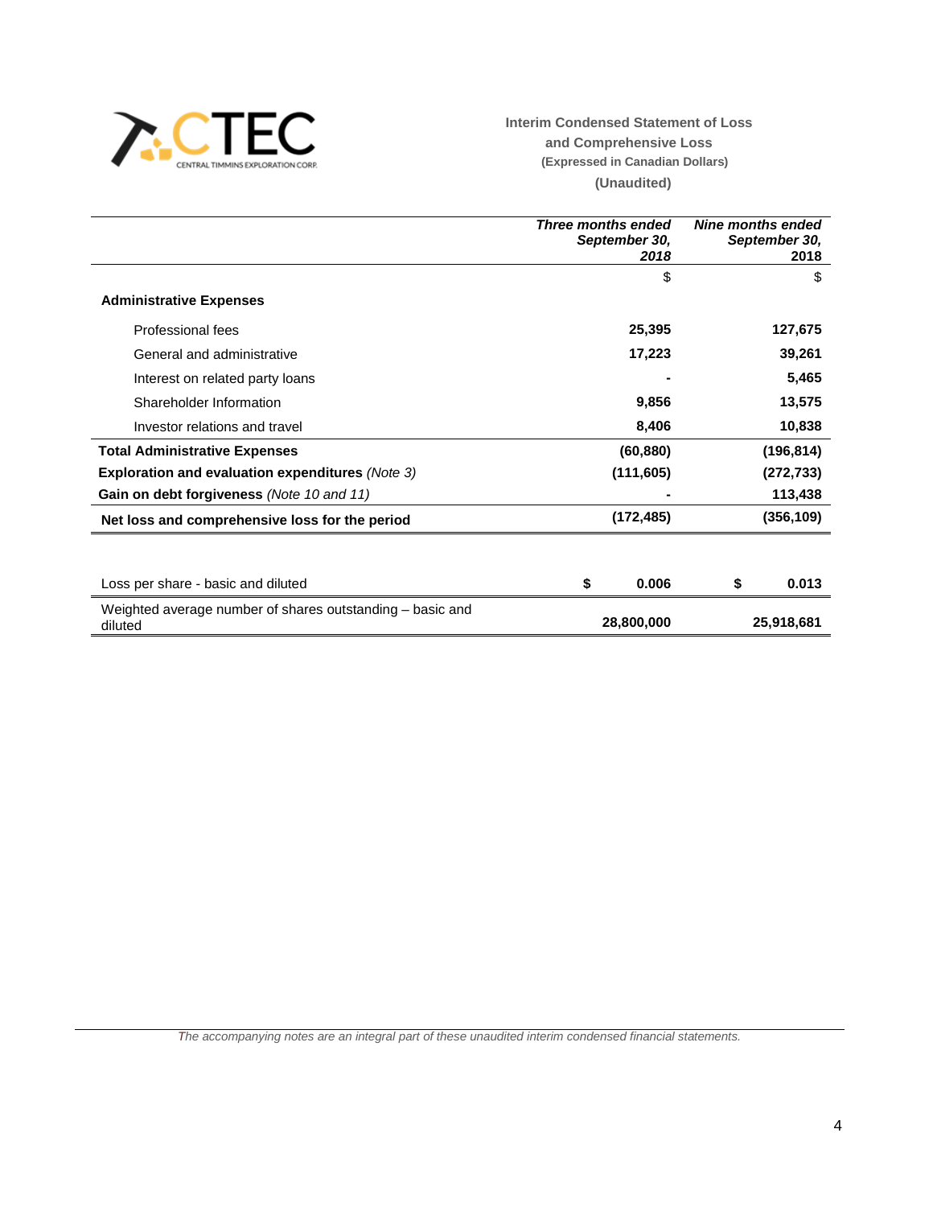CTEC — CENTRAL TIMMINS EXPLORATION CORP.

**Interim Condensed Statement of Loss and Comprehensive Loss**
**(Expressed in Canadian Dollars)**
**(Unaudited)**

| | *Three months ended September 30, 2018* | *Nine months ended September 30, 2018* |
|---|---|---|
| | $ | $ |
| **Administrative Expenses** | | |
| Professional fees | **25,395** | **127,675** |
| General and administrative | **17,223** | **39,261** |
| Interest on related party loans | **-** | **5,465** |
| Shareholder Information | **9,856** | **13,575** |
| Investor relations and travel | **8,406** | **10,838** |
| **Total Administrative Expenses** | **(60,880)** | **(196,814)** |
| **Exploration and evaluation expenditures** *(Note 3)* | **(111,605)** | **(272,733)** |
| **Gain on debt forgiveness** *(Note 10 and 11)* | **-** | **113,438** |
| **Net loss and comprehensive loss for the period** | **(172,485)** | **(356,109)** |
| | | |
| Loss per share - basic and diluted | **$ 0.006** | **$ 0.013** |
| Weighted average number of shares outstanding – basic and diluted | **28,800,000** | **25,918,681** |

*The accompanying notes are an integral part of these unaudited interim condensed financial statements.*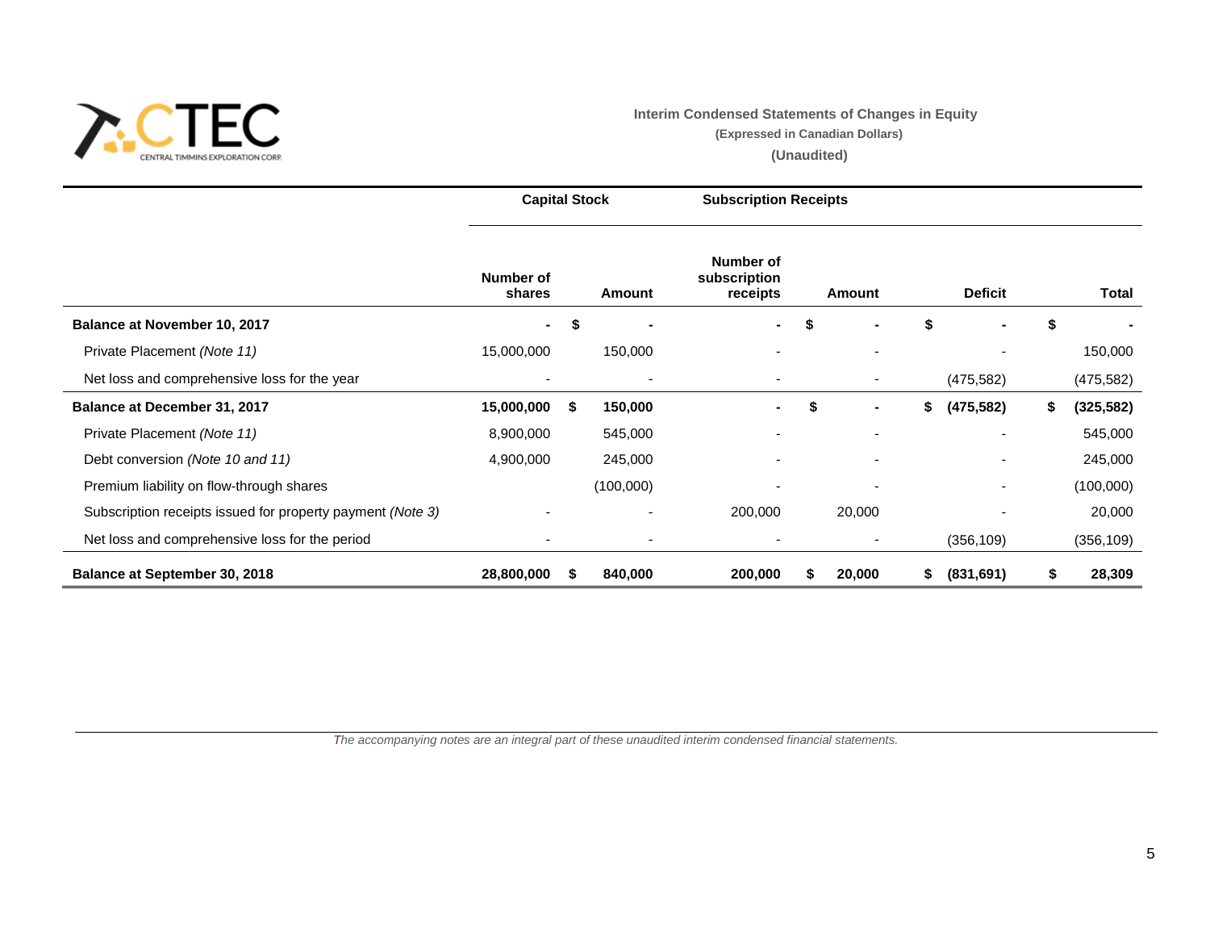CENTRAL TIMMINS EXPLORATION CORP.

## Interim Condensed Statements of Changes in Equity

**(Expressed in Canadian Dollars)**

**(Unaudited)**

| | Capital Stock | | Subscription Receipts | | | |
|---|---|---|---|---|---|---|
| | **Number of shares** | **Amount** | **Number of subscription receipts** | **Amount** | **Deficit** | **Total** |
| **Balance at November 10, 2017** | **-** | **$ -** | **-** | **$ -** | **$ -** | **$ -** |
| Private Placement *(Note 11)* | 15,000,000 | 150,000 | - | - | - | 150,000 |
| Net loss and comprehensive loss for the year | - | - | - | - | (475,582) | (475,582) |
| **Balance at December 31, 2017** | **15,000,000** | **$ 150,000** | **-** | **$ -** | **$ (475,582)** | **$ (325,582)** |
| Private Placement *(Note 11)* | 8,900,000 | 545,000 | - | - | - | 545,000 |
| Debt conversion *(Note 10 and 11)* | 4,900,000 | 245,000 | - | - | - | 245,000 |
| Premium liability on flow-through shares | | (100,000) | - | - | - | (100,000) |
| Subscription receipts issued for property payment *(Note 3)* | - | - | 200,000 | 20,000 | - | 20,000 |
| Net loss and comprehensive loss for the period | - | - | - | - | (356,109) | (356,109) |
| **Balance at September 30, 2018** | **28,800,000** | **$ 840,000** | **200,000** | **$ 20,000** | **$ (831,691)** | **$ 28,309** |

*The accompanying notes are an integral part of these unaudited interim condensed financial statements.*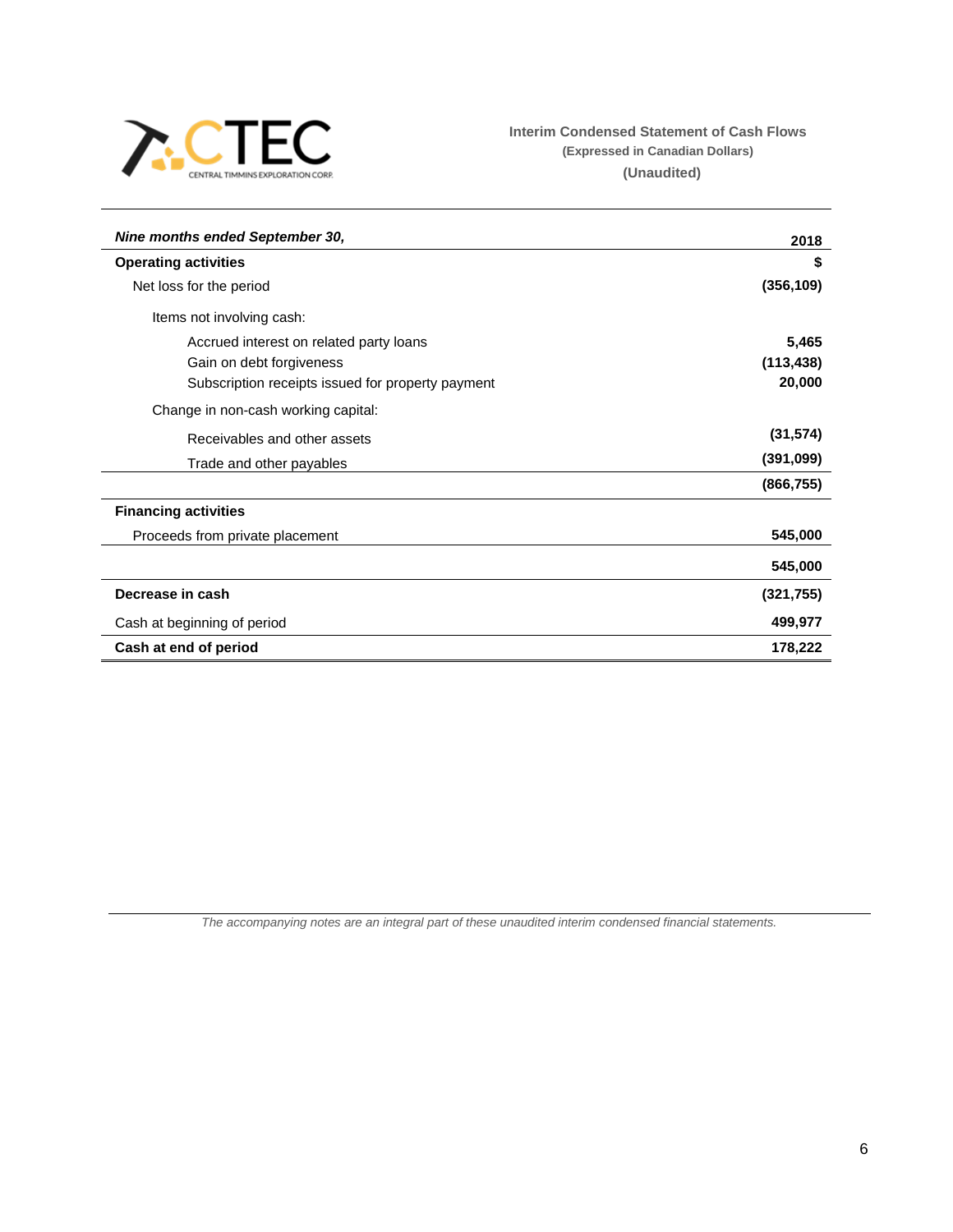CTEC
CENTRAL TIMMINS EXPLORATION CORP.

**Interim Condensed Statement of Cash Flows**
**(Expressed in Canadian Dollars)**
**(Unaudited)**

| ***Nine months ended September 30,*** | **2018** |
|---|---|
| **Operating activities** | **$** |
| Net loss for the period | **(356,109)** |
| Items not involving cash: | |
| Accrued interest on related party loans | **5,465** |
| Gain on debt forgiveness | **(113,438)** |
| Subscription receipts issued for property payment | **20,000** |
| Change in non-cash working capital: | |
| Receivables and other assets | **(31,574)** |
| Trade and other payables | **(391,099)** |
| | **(866,755)** |
| **Financing activities** | |
| Proceeds from private placement | **545,000** |
| | **545,000** |
| **Decrease in cash** | **(321,755)** |
| Cash at beginning of period | **499,977** |
| **Cash at end of period** | **178,222** |

*The accompanying notes are an integral part of these unaudited interim condensed financial statements.*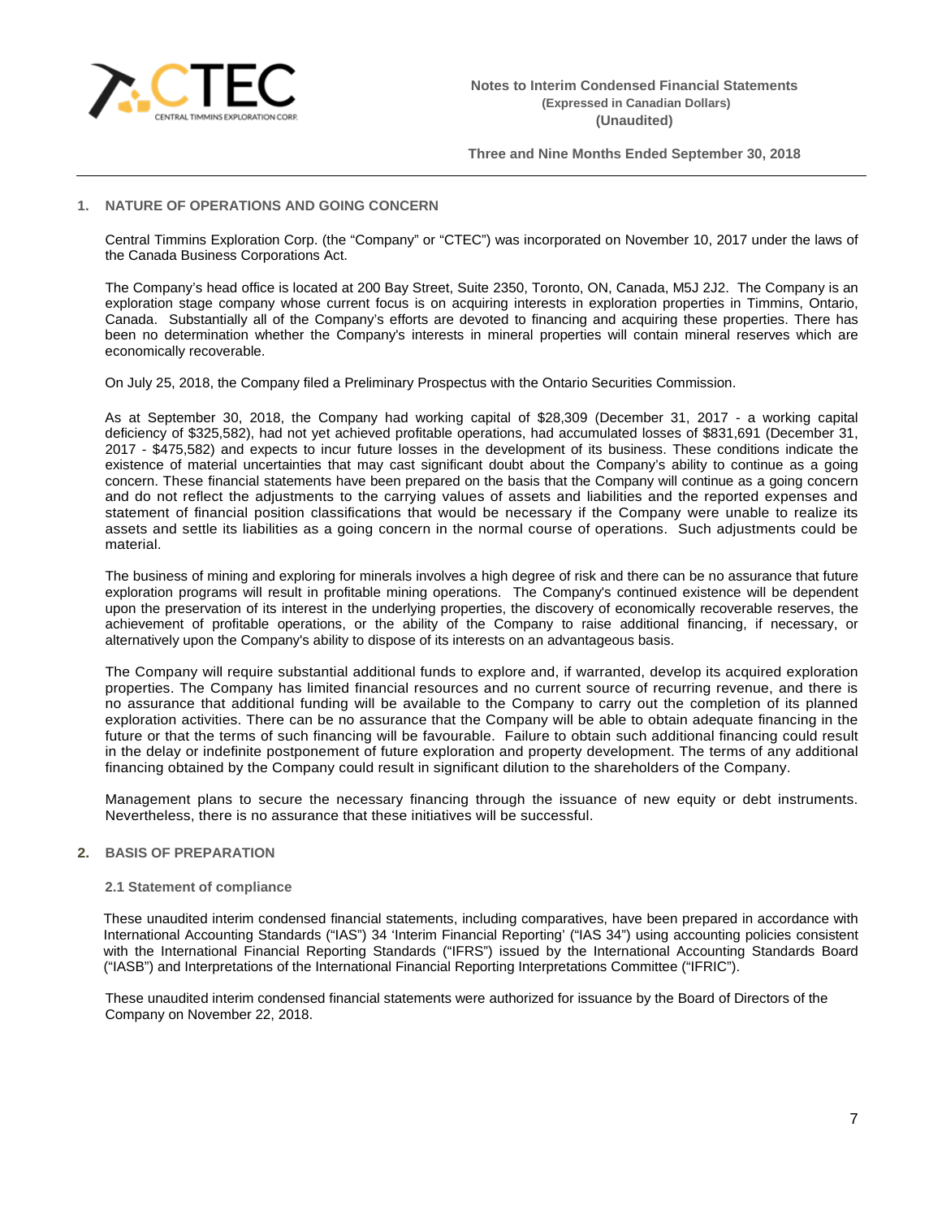## 1. NATURE OF OPERATIONS AND GOING CONCERN

Central Timmins Exploration Corp. (the "Company" or "CTEC") was incorporated on November 10, 2017 under the laws of the Canada Business Corporations Act.

The Company's head office is located at 200 Bay Street, Suite 2350, Toronto, ON, Canada, M5J 2J2. The Company is an exploration stage company whose current focus is on acquiring interests in exploration properties in Timmins, Ontario, Canada. Substantially all of the Company's efforts are devoted to financing and acquiring these properties. There has been no determination whether the Company's interests in mineral properties will contain mineral reserves which are economically recoverable.

On July 25, 2018, the Company filed a Preliminary Prospectus with the Ontario Securities Commission.

As at September 30, 2018, the Company had working capital of $28,309 (December 31, 2017 - a working capital deficiency of $325,582), had not yet achieved profitable operations, had accumulated losses of $831,691 (December 31, 2017 - $475,582) and expects to incur future losses in the development of its business. These conditions indicate the existence of material uncertainties that may cast significant doubt about the Company's ability to continue as a going concern. These financial statements have been prepared on the basis that the Company will continue as a going concern and do not reflect the adjustments to the carrying values of assets and liabilities and the reported expenses and statement of financial position classifications that would be necessary if the Company were unable to realize its assets and settle its liabilities as a going concern in the normal course of operations. Such adjustments could be material.

The business of mining and exploring for minerals involves a high degree of risk and there can be no assurance that future exploration programs will result in profitable mining operations. The Company's continued existence will be dependent upon the preservation of its interest in the underlying properties, the discovery of economically recoverable reserves, the achievement of profitable operations, or the ability of the Company to raise additional financing, if necessary, or alternatively upon the Company's ability to dispose of its interests on an advantageous basis.

The Company will require substantial additional funds to explore and, if warranted, develop its acquired exploration properties. The Company has limited financial resources and no current source of recurring revenue, and there is no assurance that additional funding will be available to the Company to carry out the completion of its planned exploration activities. There can be no assurance that the Company will be able to obtain adequate financing in the future or that the terms of such financing will be favourable. Failure to obtain such additional financing could result in the delay or indefinite postponement of future exploration and property development. The terms of any additional financing obtained by the Company could result in significant dilution to the shareholders of the Company.

Management plans to secure the necessary financing through the issuance of new equity or debt instruments. Nevertheless, there is no assurance that these initiatives will be successful.

## 2. BASIS OF PREPARATION

### 2.1 Statement of compliance

These unaudited interim condensed financial statements, including comparatives, have been prepared in accordance with International Accounting Standards ("IAS") 34 'Interim Financial Reporting' ("IAS 34") using accounting policies consistent with the International Financial Reporting Standards ("IFRS") issued by the International Accounting Standards Board ("IASB") and Interpretations of the International Financial Reporting Interpretations Committee ("IFRIC").

These unaudited interim condensed financial statements were authorized for issuance by the Board of Directors of the Company on November 22, 2018.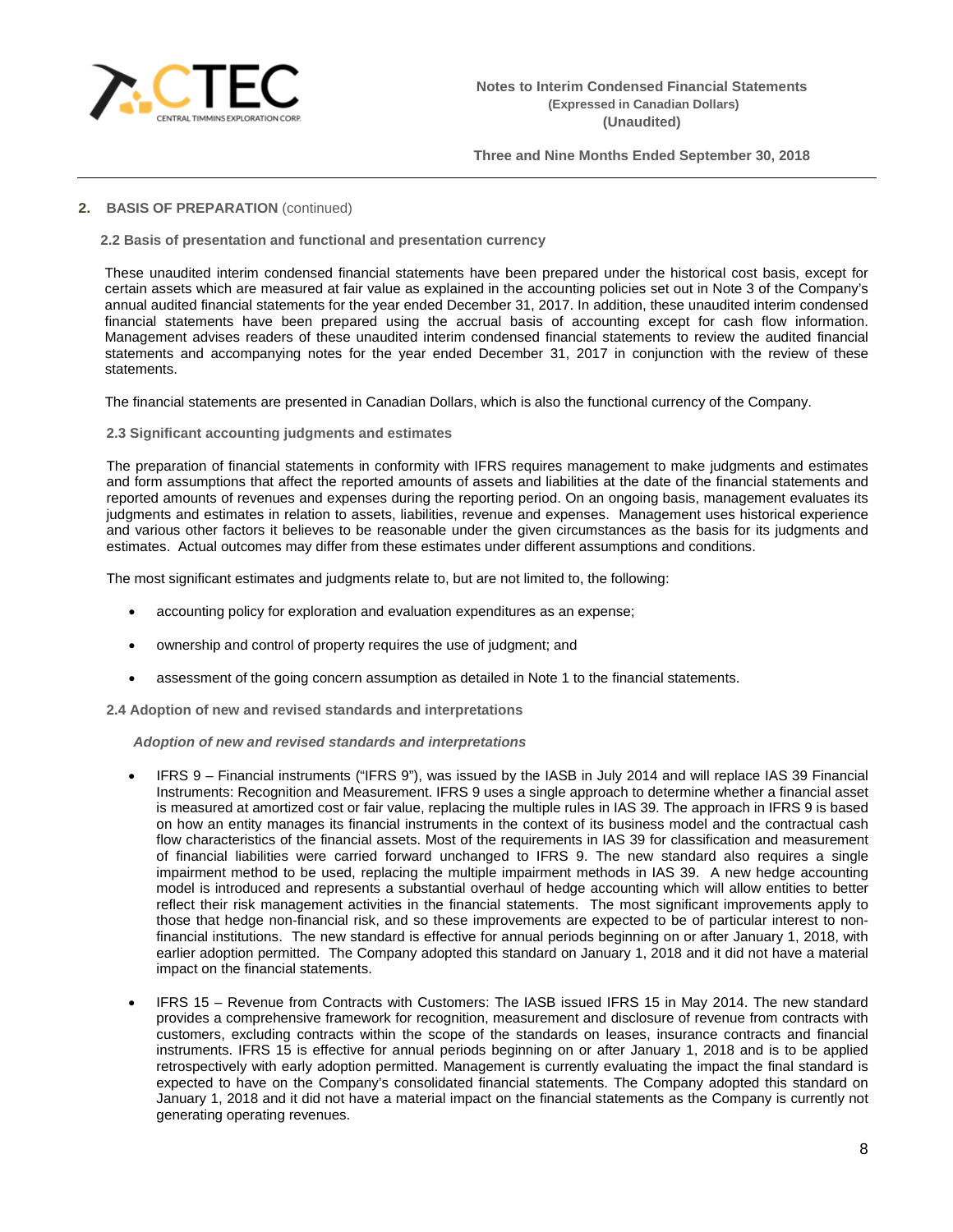## 2. BASIS OF PREPARATION (continued)

### 2.2 Basis of presentation and functional and presentation currency

These unaudited interim condensed financial statements have been prepared under the historical cost basis, except for certain assets which are measured at fair value as explained in the accounting policies set out in Note 3 of the Company's annual audited financial statements for the year ended December 31, 2017. In addition, these unaudited interim condensed financial statements have been prepared using the accrual basis of accounting except for cash flow information. Management advises readers of these unaudited interim condensed financial statements to review the audited financial statements and accompanying notes for the year ended December 31, 2017 in conjunction with the review of these statements.

The financial statements are presented in Canadian Dollars, which is also the functional currency of the Company.

### 2.3 Significant accounting judgments and estimates

The preparation of financial statements in conformity with IFRS requires management to make judgments and estimates and form assumptions that affect the reported amounts of assets and liabilities at the date of the financial statements and reported amounts of revenues and expenses during the reporting period. On an ongoing basis, management evaluates its judgments and estimates in relation to assets, liabilities, revenue and expenses. Management uses historical experience and various other factors it believes to be reasonable under the given circumstances as the basis for its judgments and estimates. Actual outcomes may differ from these estimates under different assumptions and conditions.

The most significant estimates and judgments relate to, but are not limited to, the following:

- accounting policy for exploration and evaluation expenditures as an expense;
- ownership and control of property requires the use of judgment; and
- assessment of the going concern assumption as detailed in Note 1 to the financial statements.

### 2.4 Adoption of new and revised standards and interpretations

***Adoption of new and revised standards and interpretations***

- IFRS 9 – Financial instruments ("IFRS 9"), was issued by the IASB in July 2014 and will replace IAS 39 Financial Instruments: Recognition and Measurement. IFRS 9 uses a single approach to determine whether a financial asset is measured at amortized cost or fair value, replacing the multiple rules in IAS 39. The approach in IFRS 9 is based on how an entity manages its financial instruments in the context of its business model and the contractual cash flow characteristics of the financial assets. Most of the requirements in IAS 39 for classification and measurement of financial liabilities were carried forward unchanged to IFRS 9. The new standard also requires a single impairment method to be used, replacing the multiple impairment methods in IAS 39. A new hedge accounting model is introduced and represents a substantial overhaul of hedge accounting which will allow entities to better reflect their risk management activities in the financial statements. The most significant improvements apply to those that hedge non-financial risk, and so these improvements are expected to be of particular interest to non-financial institutions. The new standard is effective for annual periods beginning on or after January 1, 2018, with earlier adoption permitted. The Company adopted this standard on January 1, 2018 and it did not have a material impact on the financial statements.

- IFRS 15 – Revenue from Contracts with Customers: The IASB issued IFRS 15 in May 2014. The new standard provides a comprehensive framework for recognition, measurement and disclosure of revenue from contracts with customers, excluding contracts within the scope of the standards on leases, insurance contracts and financial instruments. IFRS 15 is effective for annual periods beginning on or after January 1, 2018 and is to be applied retrospectively with early adoption permitted. Management is currently evaluating the impact the final standard is expected to have on the Company's consolidated financial statements. The Company adopted this standard on January 1, 2018 and it did not have a material impact on the financial statements as the Company is currently not generating operating revenues.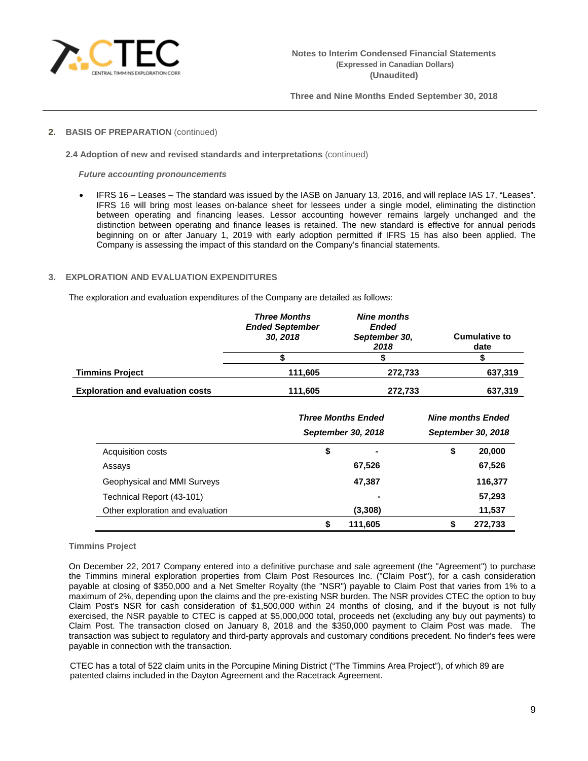## 2. BASIS OF PREPARATION (continued)

### 2.4 Adoption of new and revised standards and interpretations (continued)

***Future accounting pronouncements***

- IFRS 16 – Leases – The standard was issued by the IASB on January 13, 2016, and will replace IAS 17, "Leases". IFRS 16 will bring most leases on-balance sheet for lessees under a single model, eliminating the distinction between operating and financing leases. Lessor accounting however remains largely unchanged and the distinction between operating and finance leases is retained. The new standard is effective for annual periods beginning on or after January 1, 2019 with early adoption permitted if IFRS 15 has also been applied. The Company is assessing the impact of this standard on the Company's financial statements.

## 3. EXPLORATION AND EVALUATION EXPENDITURES

The exploration and evaluation expenditures of the Company are detailed as follows:

| | ***Three Months Ended September 30, 2018*** | ***Nine months Ended September 30, 2018*** | **Cumulative to date** |
|---|---|---|---|
| | **$** | **$** | **$** |
| **Timmins Project** | **111,605** | **272,733** | **637,319** |
| **Exploration and evaluation costs** | **111,605** | **272,733** | **637,319** |

| | ***Three Months Ended September 30, 2018*** | ***Nine months Ended September 30, 2018*** |
|---|---|---|
| Acquisition costs | **$ -** | **$ 20,000** |
| Assays | **67,526** | **67,526** |
| Geophysical and MMI Surveys | **47,387** | **116,377** |
| Technical Report (43-101) | **-** | **57,293** |
| Other exploration and evaluation | **(3,308)** | **11,537** |
| | **$ 111,605** | **$ 272,733** |

**Timmins Project**

On December 22, 2017 Company entered into a definitive purchase and sale agreement (the "Agreement") to purchase the Timmins mineral exploration properties from Claim Post Resources Inc. ("Claim Post"), for a cash consideration payable at closing of $350,000 and a Net Smelter Royalty (the "NSR") payable to Claim Post that varies from 1% to a maximum of 2%, depending upon the claims and the pre-existing NSR burden. The NSR provides CTEC the option to buy Claim Post's NSR for cash consideration of $1,500,000 within 24 months of closing, and if the buyout is not fully exercised, the NSR payable to CTEC is capped at $5,000,000 total, proceeds net (excluding any buy out payments) to Claim Post. The transaction closed on January 8, 2018 and the $350,000 payment to Claim Post was made. The transaction was subject to regulatory and third-party approvals and customary conditions precedent. No finder's fees were payable in connection with the transaction.

CTEC has a total of 522 claim units in the Porcupine Mining District ("The Timmins Area Project"), of which 89 are patented claims included in the Dayton Agreement and the Racetrack Agreement.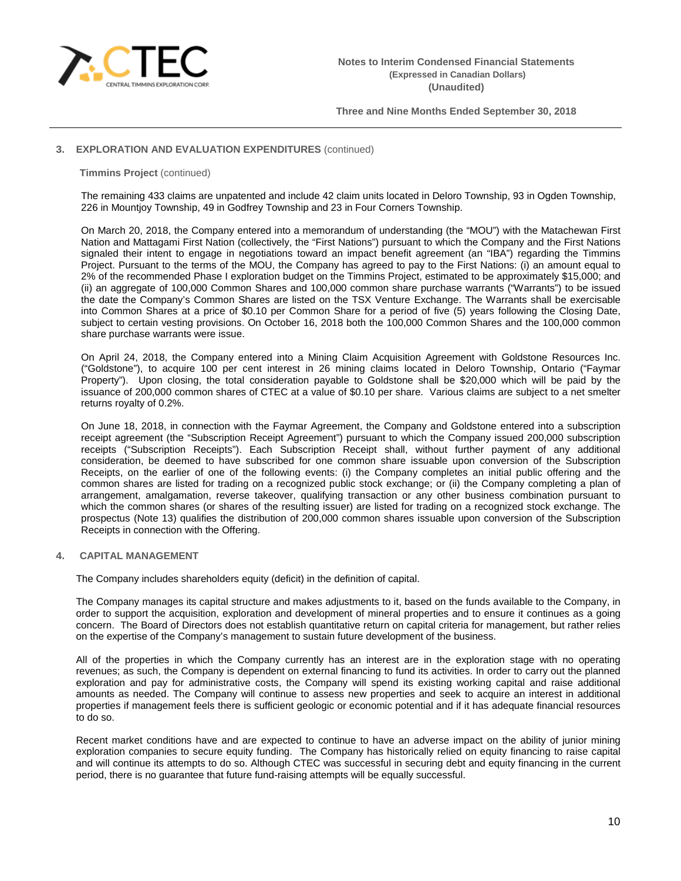## 3. EXPLORATION AND EVALUATION EXPENDITURES (continued)

**Timmins Project** (continued)

The remaining 433 claims are unpatented and include 42 claim units located in Deloro Township, 93 in Ogden Township, 226 in Mountjoy Township, 49 in Godfrey Township and 23 in Four Corners Township.

On March 20, 2018, the Company entered into a memorandum of understanding (the "MOU") with the Matachewan First Nation and Mattagami First Nation (collectively, the "First Nations") pursuant to which the Company and the First Nations signaled their intent to engage in negotiations toward an impact benefit agreement (an "IBA") regarding the Timmins Project. Pursuant to the terms of the MOU, the Company has agreed to pay to the First Nations: (i) an amount equal to 2% of the recommended Phase I exploration budget on the Timmins Project, estimated to be approximately $15,000; and (ii) an aggregate of 100,000 Common Shares and 100,000 common share purchase warrants ("Warrants") to be issued the date the Company's Common Shares are listed on the TSX Venture Exchange. The Warrants shall be exercisable into Common Shares at a price of $0.10 per Common Share for a period of five (5) years following the Closing Date, subject to certain vesting provisions. On October 16, 2018 both the 100,000 Common Shares and the 100,000 common share purchase warrants were issue.

On April 24, 2018, the Company entered into a Mining Claim Acquisition Agreement with Goldstone Resources Inc. ("Goldstone"), to acquire 100 per cent interest in 26 mining claims located in Deloro Township, Ontario ("Faymar Property"). Upon closing, the total consideration payable to Goldstone shall be $20,000 which will be paid by the issuance of 200,000 common shares of CTEC at a value of $0.10 per share. Various claims are subject to a net smelter returns royalty of 0.2%.

On June 18, 2018, in connection with the Faymar Agreement, the Company and Goldstone entered into a subscription receipt agreement (the "Subscription Receipt Agreement") pursuant to which the Company issued 200,000 subscription receipts ("Subscription Receipts"). Each Subscription Receipt shall, without further payment of any additional consideration, be deemed to have subscribed for one common share issuable upon conversion of the Subscription Receipts, on the earlier of one of the following events: (i) the Company completes an initial public offering and the common shares are listed for trading on a recognized public stock exchange; or (ii) the Company completing a plan of arrangement, amalgamation, reverse takeover, qualifying transaction or any other business combination pursuant to which the common shares (or shares of the resulting issuer) are listed for trading on a recognized stock exchange. The prospectus (Note 13) qualifies the distribution of 200,000 common shares issuable upon conversion of the Subscription Receipts in connection with the Offering.

## 4. CAPITAL MANAGEMENT

The Company includes shareholders equity (deficit) in the definition of capital.

The Company manages its capital structure and makes adjustments to it, based on the funds available to the Company, in order to support the acquisition, exploration and development of mineral properties and to ensure it continues as a going concern. The Board of Directors does not establish quantitative return on capital criteria for management, but rather relies on the expertise of the Company's management to sustain future development of the business.

All of the properties in which the Company currently has an interest are in the exploration stage with no operating revenues; as such, the Company is dependent on external financing to fund its activities. In order to carry out the planned exploration and pay for administrative costs, the Company will spend its existing working capital and raise additional amounts as needed. The Company will continue to assess new properties and seek to acquire an interest in additional properties if management feels there is sufficient geologic or economic potential and if it has adequate financial resources to do so.

Recent market conditions have and are expected to continue to have an adverse impact on the ability of junior mining exploration companies to secure equity funding. The Company has historically relied on equity financing to raise capital and will continue its attempts to do so. Although CTEC was successful in securing debt and equity financing in the current period, there is no guarantee that future fund-raising attempts will be equally successful.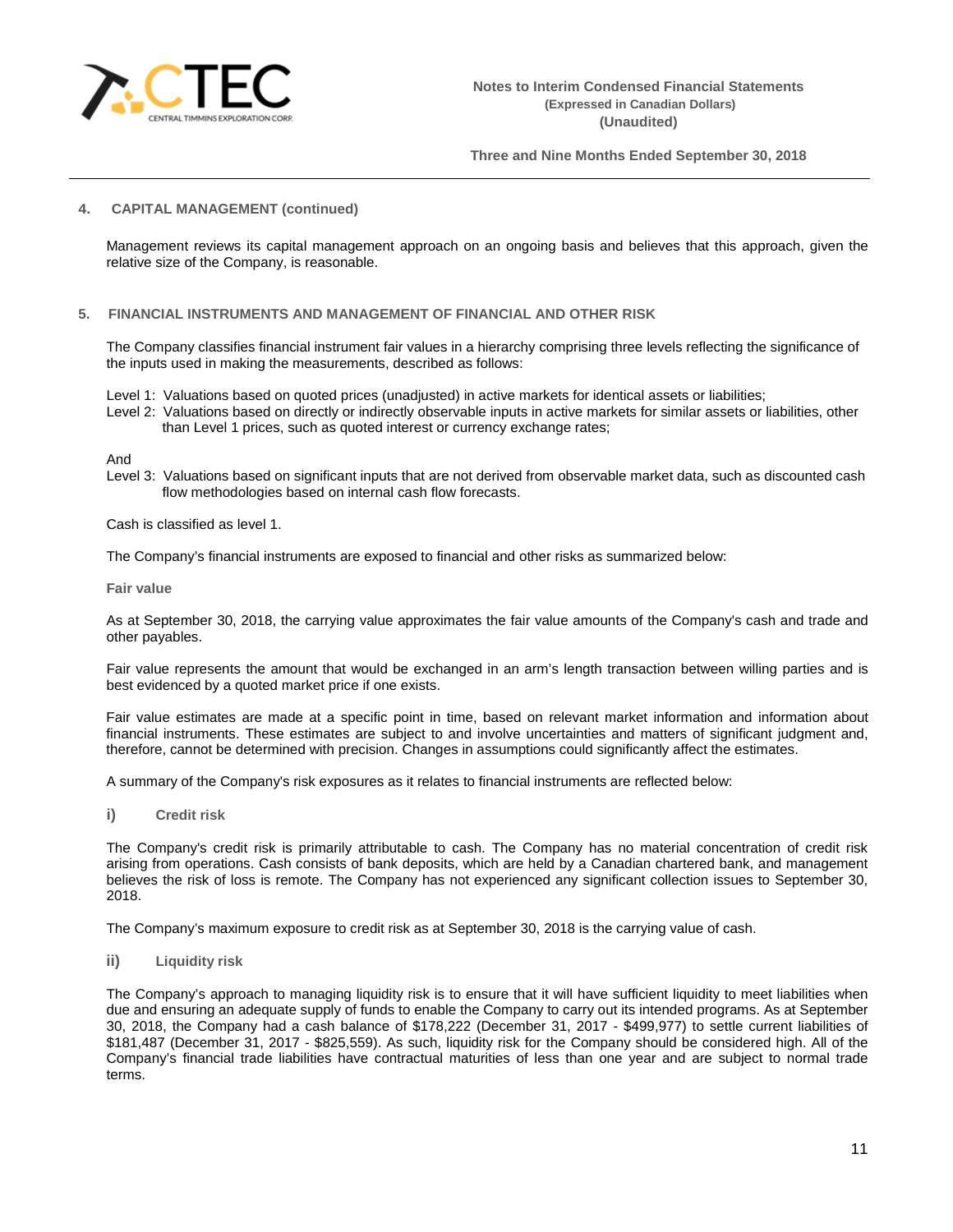## 4. CAPITAL MANAGEMENT (continued)

Management reviews its capital management approach on an ongoing basis and believes that this approach, given the relative size of the Company, is reasonable.

## 5. FINANCIAL INSTRUMENTS AND MANAGEMENT OF FINANCIAL AND OTHER RISK

The Company classifies financial instrument fair values in a hierarchy comprising three levels reflecting the significance of the inputs used in making the measurements, described as follows:

Level 1: Valuations based on quoted prices (unadjusted) in active markets for identical assets or liabilities;
Level 2: Valuations based on directly or indirectly observable inputs in active markets for similar assets or liabilities, other than Level 1 prices, such as quoted interest or currency exchange rates;

And
Level 3: Valuations based on significant inputs that are not derived from observable market data, such as discounted cash flow methodologies based on internal cash flow forecasts.

Cash is classified as level 1.

The Company's financial instruments are exposed to financial and other risks as summarized below:

**Fair value**

As at September 30, 2018, the carrying value approximates the fair value amounts of the Company's cash and trade and other payables.

Fair value represents the amount that would be exchanged in an arm's length transaction between willing parties and is best evidenced by a quoted market price if one exists.

Fair value estimates are made at a specific point in time, based on relevant market information and information about financial instruments. These estimates are subject to and involve uncertainties and matters of significant judgment and, therefore, cannot be determined with precision. Changes in assumptions could significantly affect the estimates.

A summary of the Company's risk exposures as it relates to financial instruments are reflected below:

### i) Credit risk

The Company's credit risk is primarily attributable to cash. The Company has no material concentration of credit risk arising from operations. Cash consists of bank deposits, which are held by a Canadian chartered bank, and management believes the risk of loss is remote. The Company has not experienced any significant collection issues to September 30, 2018.

The Company's maximum exposure to credit risk as at September 30, 2018 is the carrying value of cash.

### ii) Liquidity risk

The Company's approach to managing liquidity risk is to ensure that it will have sufficient liquidity to meet liabilities when due and ensuring an adequate supply of funds to enable the Company to carry out its intended programs. As at September 30, 2018, the Company had a cash balance of $178,222 (December 31, 2017 - $499,977) to settle current liabilities of $181,487 (December 31, 2017 - $825,559). As such, liquidity risk for the Company should be considered high. All of the Company's financial trade liabilities have contractual maturities of less than one year and are subject to normal trade terms.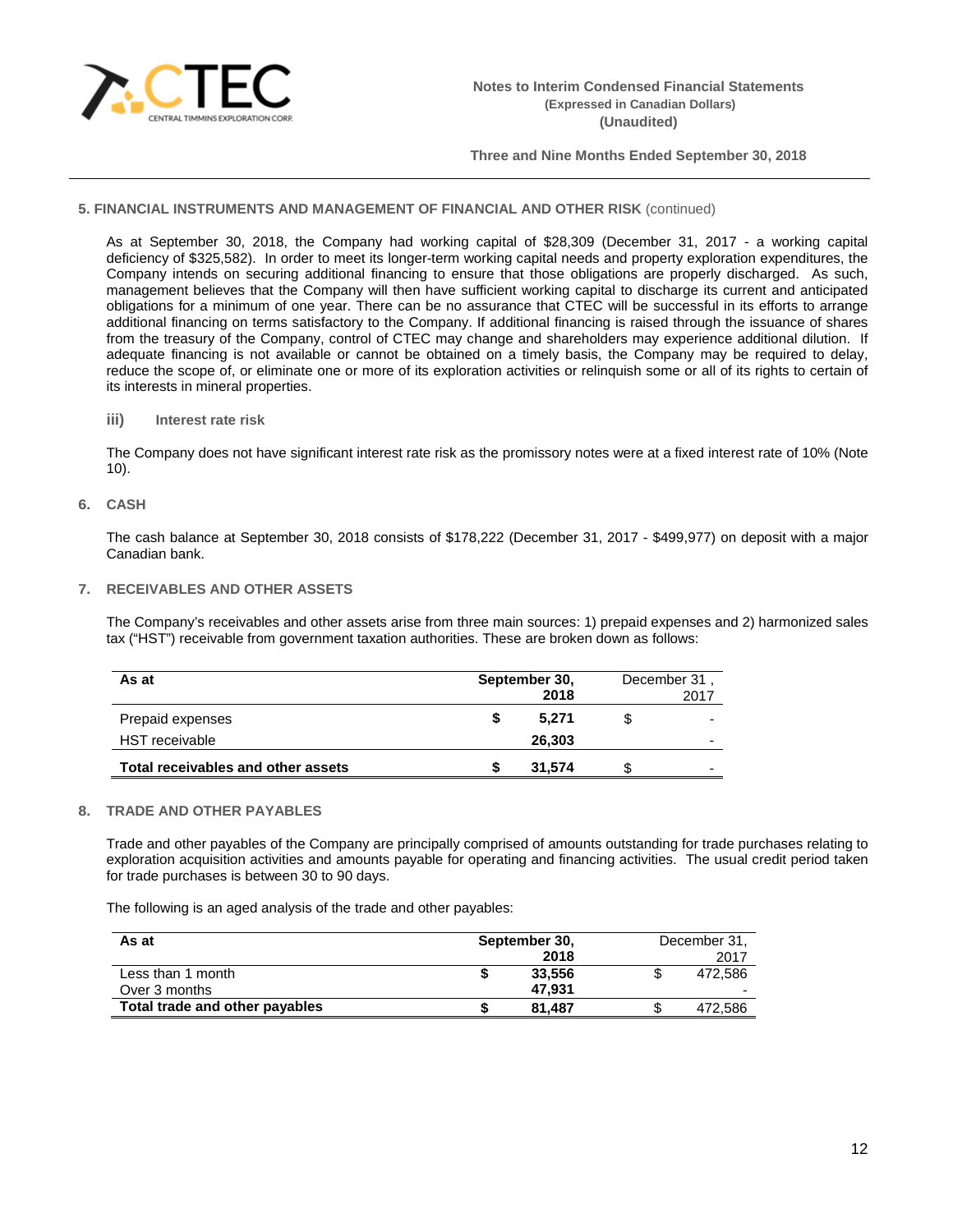## 5. FINANCIAL INSTRUMENTS AND MANAGEMENT OF FINANCIAL AND OTHER RISK (continued)

As at September 30, 2018, the Company had working capital of $28,309 (December 31, 2017 - a working capital deficiency of $325,582). In order to meet its longer-term working capital needs and property exploration expenditures, the Company intends on securing additional financing to ensure that those obligations are properly discharged. As such, management believes that the Company will then have sufficient working capital to discharge its current and anticipated obligations for a minimum of one year. There can be no assurance that CTEC will be successful in its efforts to arrange additional financing on terms satisfactory to the Company. If additional financing is raised through the issuance of shares from the treasury of the Company, control of CTEC may change and shareholders may experience additional dilution. If adequate financing is not available or cannot be obtained on a timely basis, the Company may be required to delay, reduce the scope of, or eliminate one or more of its exploration activities or relinquish some or all of its rights to certain of its interests in mineral properties.

### iii) Interest rate risk

The Company does not have significant interest rate risk as the promissory notes were at a fixed interest rate of 10% (Note 10).

## 6. CASH

The cash balance at September 30, 2018 consists of $178,222 (December 31, 2017 - $499,977) on deposit with a major Canadian bank.

## 7. RECEIVABLES AND OTHER ASSETS

The Company's receivables and other assets arise from three main sources: 1) prepaid expenses and 2) harmonized sales tax ("HST") receivable from government taxation authorities. These are broken down as follows:

| As at | September 30, 2018 | December 31, 2017 |
|---|---|---|
| Prepaid expenses | $ 5,271 | $ - |
| HST receivable | 26,303 | - |
| **Total receivables and other assets** | **$ 31,574** | $ - |

## 8. TRADE AND OTHER PAYABLES

Trade and other payables of the Company are principally comprised of amounts outstanding for trade purchases relating to exploration acquisition activities and amounts payable for operating and financing activities. The usual credit period taken for trade purchases is between 30 to 90 days.

The following is an aged analysis of the trade and other payables:

| As at | September 30, 2018 | December 31, 2017 |
|---|---|---|
| Less than 1 month | $ 33,556 | $ 472,586 |
| Over 3 months | 47,931 | - |
| **Total trade and other payables** | **$ 81,487** | $ 472,586 |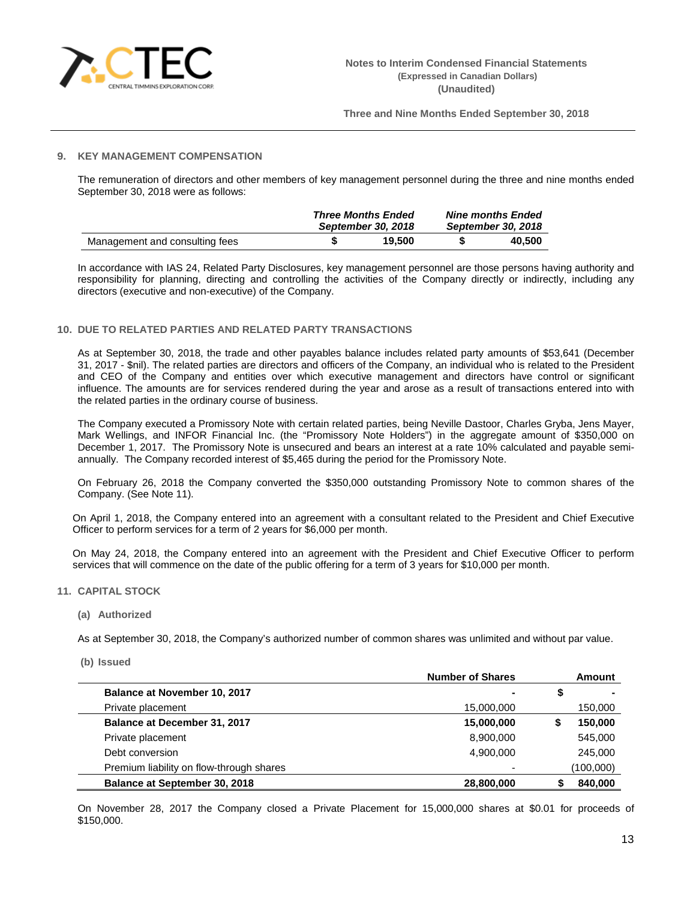## 9. KEY MANAGEMENT COMPENSATION

The remuneration of directors and other members of key management personnel during the three and nine months ended September 30, 2018 were as follows:

| | ***Three Months Ended September 30, 2018*** | ***Nine months Ended September 30, 2018*** |
|---|---|---|
| Management and consulting fees | **$ 19,500** | **$ 40,500** |

In accordance with IAS 24, Related Party Disclosures, key management personnel are those persons having authority and responsibility for planning, directing and controlling the activities of the Company directly or indirectly, including any directors (executive and non-executive) of the Company.

## 10. DUE TO RELATED PARTIES AND RELATED PARTY TRANSACTIONS

As at September 30, 2018, the trade and other payables balance includes related party amounts of $53,641 (December 31, 2017 - $nil). The related parties are directors and officers of the Company, an individual who is related to the President and CEO of the Company and entities over which executive management and directors have control or significant influence. The amounts are for services rendered during the year and arose as a result of transactions entered into with the related parties in the ordinary course of business.

The Company executed a Promissory Note with certain related parties, being Neville Dastoor, Charles Gryba, Jens Mayer, Mark Wellings, and INFOR Financial Inc. (the "Promissory Note Holders") in the aggregate amount of $350,000 on December 1, 2017. The Promissory Note is unsecured and bears an interest at a rate 10% calculated and payable semi-annually. The Company recorded interest of $5,465 during the period for the Promissory Note.

On February 26, 2018 the Company converted the $350,000 outstanding Promissory Note to common shares of the Company. (See Note 11).

On April 1, 2018, the Company entered into an agreement with a consultant related to the President and Chief Executive Officer to perform services for a term of 2 years for $6,000 per month.

On May 24, 2018, the Company entered into an agreement with the President and Chief Executive Officer to perform services that will commence on the date of the public offering for a term of 3 years for $10,000 per month.

## 11. CAPITAL STOCK

### (a) Authorized

As at September 30, 2018, the Company's authorized number of common shares was unlimited and without par value.

### (b) Issued

| | Number of Shares | Amount |
|---|---|---|
| **Balance at November 10, 2017** | **-** | **$ -** |
| Private placement | 15,000,000 | 150,000 |
| **Balance at December 31, 2017** | **15,000,000** | **$ 150,000** |
| Private placement | 8,900,000 | 545,000 |
| Debt conversion | 4,900,000 | 245,000 |
| Premium liability on flow-through shares | - | (100,000) |
| **Balance at September 30, 2018** | **28,800,000** | **$ 840,000** |

On November 28, 2017 the Company closed a Private Placement for 15,000,000 shares at $0.01 for proceeds of $150,000.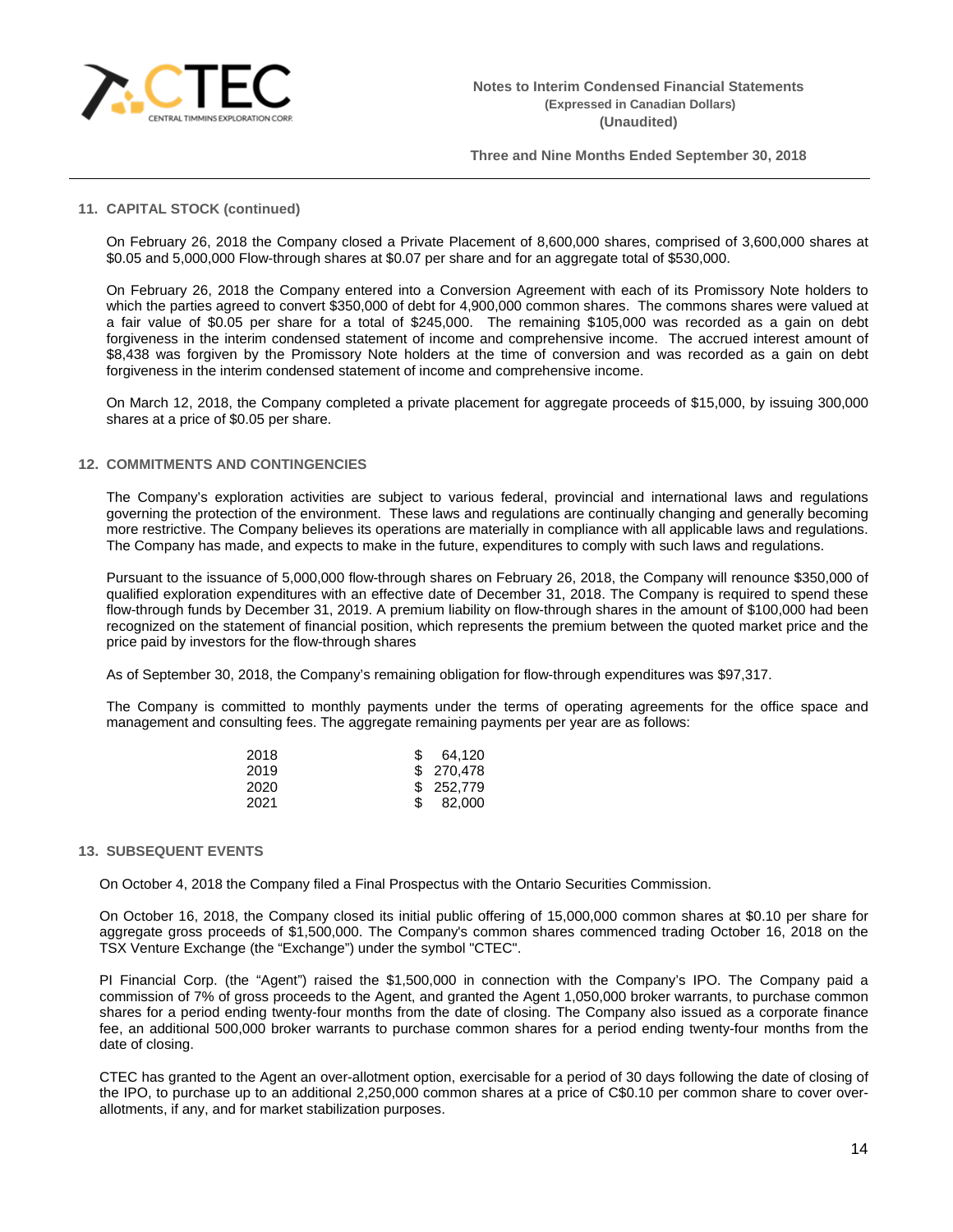## 11. CAPITAL STOCK (continued)

On February 26, 2018 the Company closed a Private Placement of 8,600,000 shares, comprised of 3,600,000 shares at $0.05 and 5,000,000 Flow-through shares at $0.07 per share and for an aggregate total of $530,000.

On February 26, 2018 the Company entered into a Conversion Agreement with each of its Promissory Note holders to which the parties agreed to convert $350,000 of debt for 4,900,000 common shares. The commons shares were valued at a fair value of $0.05 per share for a total of $245,000. The remaining $105,000 was recorded as a gain on debt forgiveness in the interim condensed statement of income and comprehensive income. The accrued interest amount of $8,438 was forgiven by the Promissory Note holders at the time of conversion and was recorded as a gain on debt forgiveness in the interim condensed statement of income and comprehensive income.

On March 12, 2018, the Company completed a private placement for aggregate proceeds of $15,000, by issuing 300,000 shares at a price of $0.05 per share.

## 12. COMMITMENTS AND CONTINGENCIES

The Company's exploration activities are subject to various federal, provincial and international laws and regulations governing the protection of the environment. These laws and regulations are continually changing and generally becoming more restrictive. The Company believes its operations are materially in compliance with all applicable laws and regulations. The Company has made, and expects to make in the future, expenditures to comply with such laws and regulations.

Pursuant to the issuance of 5,000,000 flow-through shares on February 26, 2018, the Company will renounce $350,000 of qualified exploration expenditures with an effective date of December 31, 2018. The Company is required to spend these flow-through funds by December 31, 2019. A premium liability on flow-through shares in the amount of $100,000 had been recognized on the statement of financial position, which represents the premium between the quoted market price and the price paid by investors for the flow-through shares

As of September 30, 2018, the Company's remaining obligation for flow-through expenditures was $97,317.

The Company is committed to monthly payments under the terms of operating agreements for the office space and management and consulting fees. The aggregate remaining payments per year are as follows:

| | |
|---|---|
| 2018 | $ 64,120 |
| 2019 | $ 270,478 |
| 2020 | $ 252,779 |
| 2021 | $ 82,000 |

## 13. SUBSEQUENT EVENTS

On October 4, 2018 the Company filed a Final Prospectus with the Ontario Securities Commission.

On October 16, 2018, the Company closed its initial public offering of 15,000,000 common shares at $0.10 per share for aggregate gross proceeds of $1,500,000. The Company's common shares commenced trading October 16, 2018 on the TSX Venture Exchange (the "Exchange") under the symbol "CTEC".

PI Financial Corp. (the "Agent") raised the $1,500,000 in connection with the Company's IPO. The Company paid a commission of 7% of gross proceeds to the Agent, and granted the Agent 1,050,000 broker warrants, to purchase common shares for a period ending twenty-four months from the date of closing. The Company also issued as a corporate finance fee, an additional 500,000 broker warrants to purchase common shares for a period ending twenty-four months from the date of closing.

CTEC has granted to the Agent an over-allotment option, exercisable for a period of 30 days following the date of closing of the IPO, to purchase up to an additional 2,250,000 common shares at a price of C$0.10 per common share to cover over-allotments, if any, and for market stabilization purposes.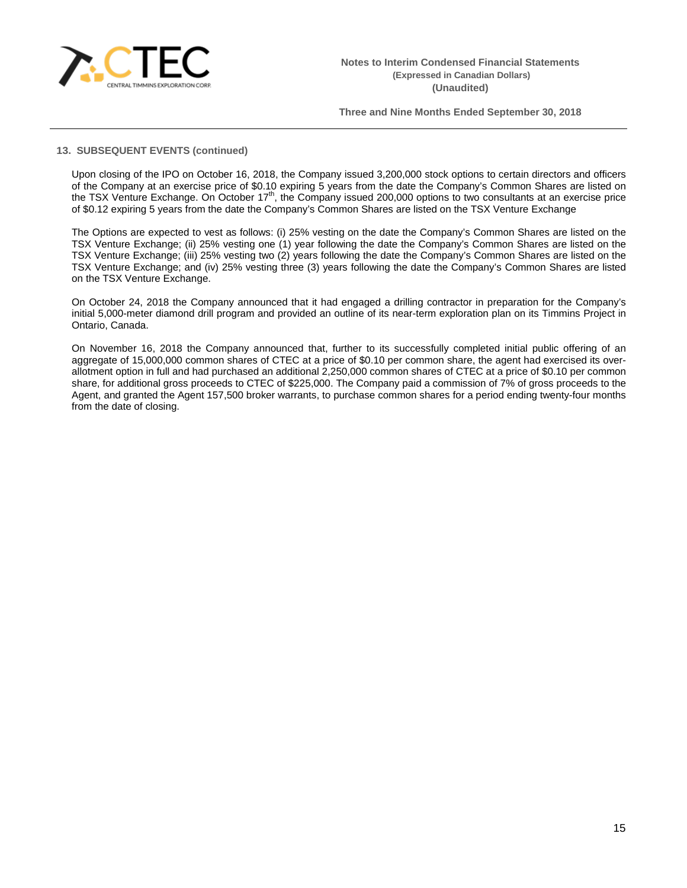## 13. SUBSEQUENT EVENTS (continued)

Upon closing of the IPO on October 16, 2018, the Company issued 3,200,000 stock options to certain directors and officers of the Company at an exercise price of $0.10 expiring 5 years from the date the Company's Common Shares are listed on the TSX Venture Exchange. On October 17th, the Company issued 200,000 options to two consultants at an exercise price of $0.12 expiring 5 years from the date the Company's Common Shares are listed on the TSX Venture Exchange

The Options are expected to vest as follows: (i) 25% vesting on the date the Company's Common Shares are listed on the TSX Venture Exchange; (ii) 25% vesting one (1) year following the date the Company's Common Shares are listed on the TSX Venture Exchange; (iii) 25% vesting two (2) years following the date the Company's Common Shares are listed on the TSX Venture Exchange; and (iv) 25% vesting three (3) years following the date the Company's Common Shares are listed on the TSX Venture Exchange.

On October 24, 2018 the Company announced that it had engaged a drilling contractor in preparation for the Company's initial 5,000-meter diamond drill program and provided an outline of its near-term exploration plan on its Timmins Project in Ontario, Canada.

On November 16, 2018 the Company announced that, further to its successfully completed initial public offering of an aggregate of 15,000,000 common shares of CTEC at a price of $0.10 per common share, the agent had exercised its over-allotment option in full and had purchased an additional 2,250,000 common shares of CTEC at a price of $0.10 per common share, for additional gross proceeds to CTEC of $225,000. The Company paid a commission of 7% of gross proceeds to the Agent, and granted the Agent 157,500 broker warrants, to purchase common shares for a period ending twenty-four months from the date of closing.